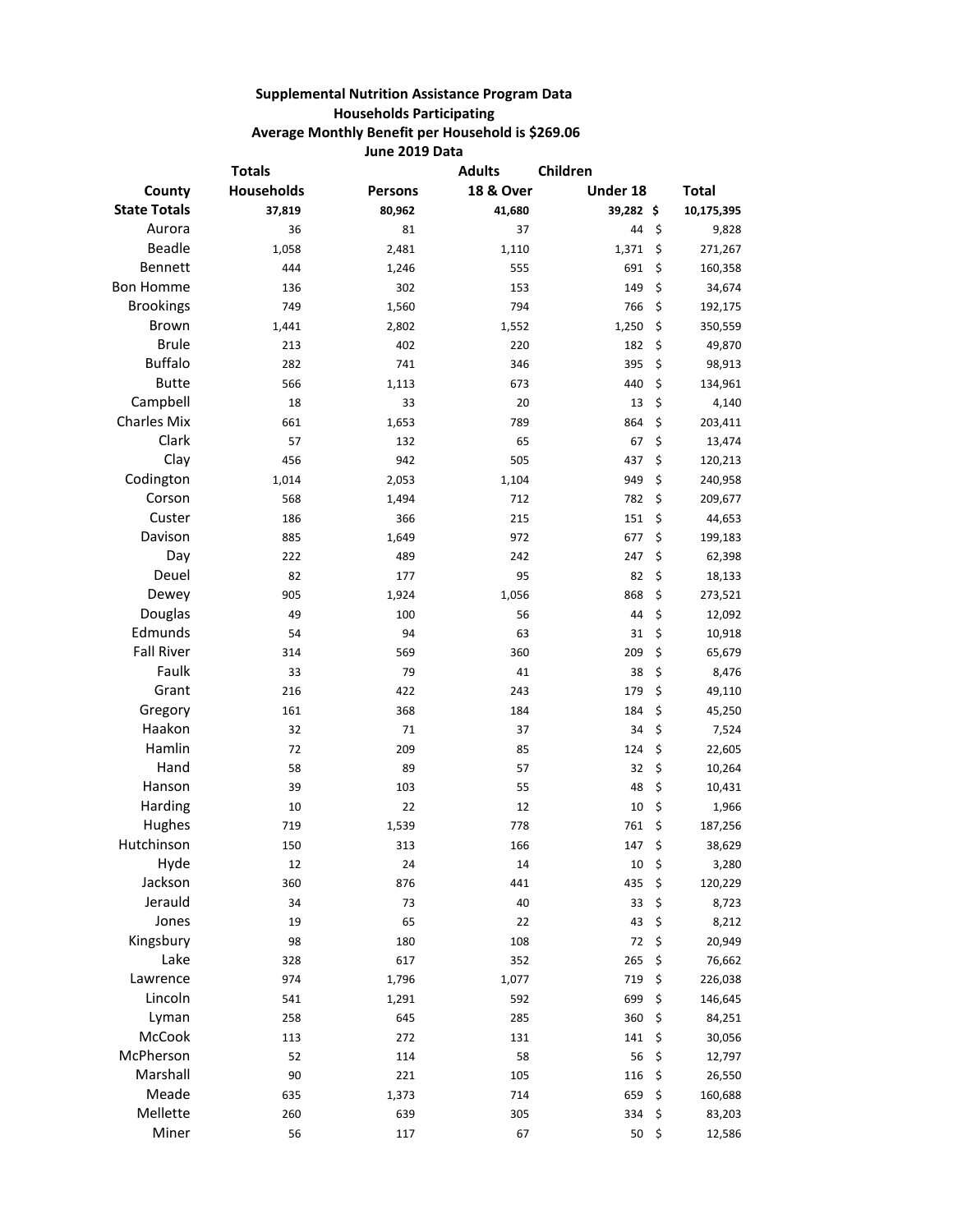**Supplemental Nutrition Assistance Program Data**
**Households Participating**
**Average Monthly Benefit per Household is $269.06**
**June 2019 Data**

| County | Totals Households | Persons | Adults 18 & Over | Children Under 18 | Total |
|---|---|---|---|---|---|
| **State Totals** | **37,819** | **80,962** | **41,680** | **39,282** | **$ 10,175,395** |
| Aurora | 36 | 81 | 37 | 44 | $ 9,828 |
| Beadle | 1,058 | 2,481 | 1,110 | 1,371 | $ 271,267 |
| Bennett | 444 | 1,246 | 555 | 691 | $ 160,358 |
| Bon Homme | 136 | 302 | 153 | 149 | $ 34,674 |
| Brookings | 749 | 1,560 | 794 | 766 | $ 192,175 |
| Brown | 1,441 | 2,802 | 1,552 | 1,250 | $ 350,559 |
| Brule | 213 | 402 | 220 | 182 | $ 49,870 |
| Buffalo | 282 | 741 | 346 | 395 | $ 98,913 |
| Butte | 566 | 1,113 | 673 | 440 | $ 134,961 |
| Campbell | 18 | 33 | 20 | 13 | $ 4,140 |
| Charles Mix | 661 | 1,653 | 789 | 864 | $ 203,411 |
| Clark | 57 | 132 | 65 | 67 | $ 13,474 |
| Clay | 456 | 942 | 505 | 437 | $ 120,213 |
| Codington | 1,014 | 2,053 | 1,104 | 949 | $ 240,958 |
| Corson | 568 | 1,494 | 712 | 782 | $ 209,677 |
| Custer | 186 | 366 | 215 | 151 | $ 44,653 |
| Davison | 885 | 1,649 | 972 | 677 | $ 199,183 |
| Day | 222 | 489 | 242 | 247 | $ 62,398 |
| Deuel | 82 | 177 | 95 | 82 | $ 18,133 |
| Dewey | 905 | 1,924 | 1,056 | 868 | $ 273,521 |
| Douglas | 49 | 100 | 56 | 44 | $ 12,092 |
| Edmunds | 54 | 94 | 63 | 31 | $ 10,918 |
| Fall River | 314 | 569 | 360 | 209 | $ 65,679 |
| Faulk | 33 | 79 | 41 | 38 | $ 8,476 |
| Grant | 216 | 422 | 243 | 179 | $ 49,110 |
| Gregory | 161 | 368 | 184 | 184 | $ 45,250 |
| Haakon | 32 | 71 | 37 | 34 | $ 7,524 |
| Hamlin | 72 | 209 | 85 | 124 | $ 22,605 |
| Hand | 58 | 89 | 57 | 32 | $ 10,264 |
| Hanson | 39 | 103 | 55 | 48 | $ 10,431 |
| Harding | 10 | 22 | 12 | 10 | $ 1,966 |
| Hughes | 719 | 1,539 | 778 | 761 | $ 187,256 |
| Hutchinson | 150 | 313 | 166 | 147 | $ 38,629 |
| Hyde | 12 | 24 | 14 | 10 | $ 3,280 |
| Jackson | 360 | 876 | 441 | 435 | $ 120,229 |
| Jerauld | 34 | 73 | 40 | 33 | $ 8,723 |
| Jones | 19 | 65 | 22 | 43 | $ 8,212 |
| Kingsbury | 98 | 180 | 108 | 72 | $ 20,949 |
| Lake | 328 | 617 | 352 | 265 | $ 76,662 |
| Lawrence | 974 | 1,796 | 1,077 | 719 | $ 226,038 |
| Lincoln | 541 | 1,291 | 592 | 699 | $ 146,645 |
| Lyman | 258 | 645 | 285 | 360 | $ 84,251 |
| McCook | 113 | 272 | 131 | 141 | $ 30,056 |
| McPherson | 52 | 114 | 58 | 56 | $ 12,797 |
| Marshall | 90 | 221 | 105 | 116 | $ 26,550 |
| Meade | 635 | 1,373 | 714 | 659 | $ 160,688 |
| Mellette | 260 | 639 | 305 | 334 | $ 83,203 |
| Miner | 56 | 117 | 67 | 50 | $ 12,586 |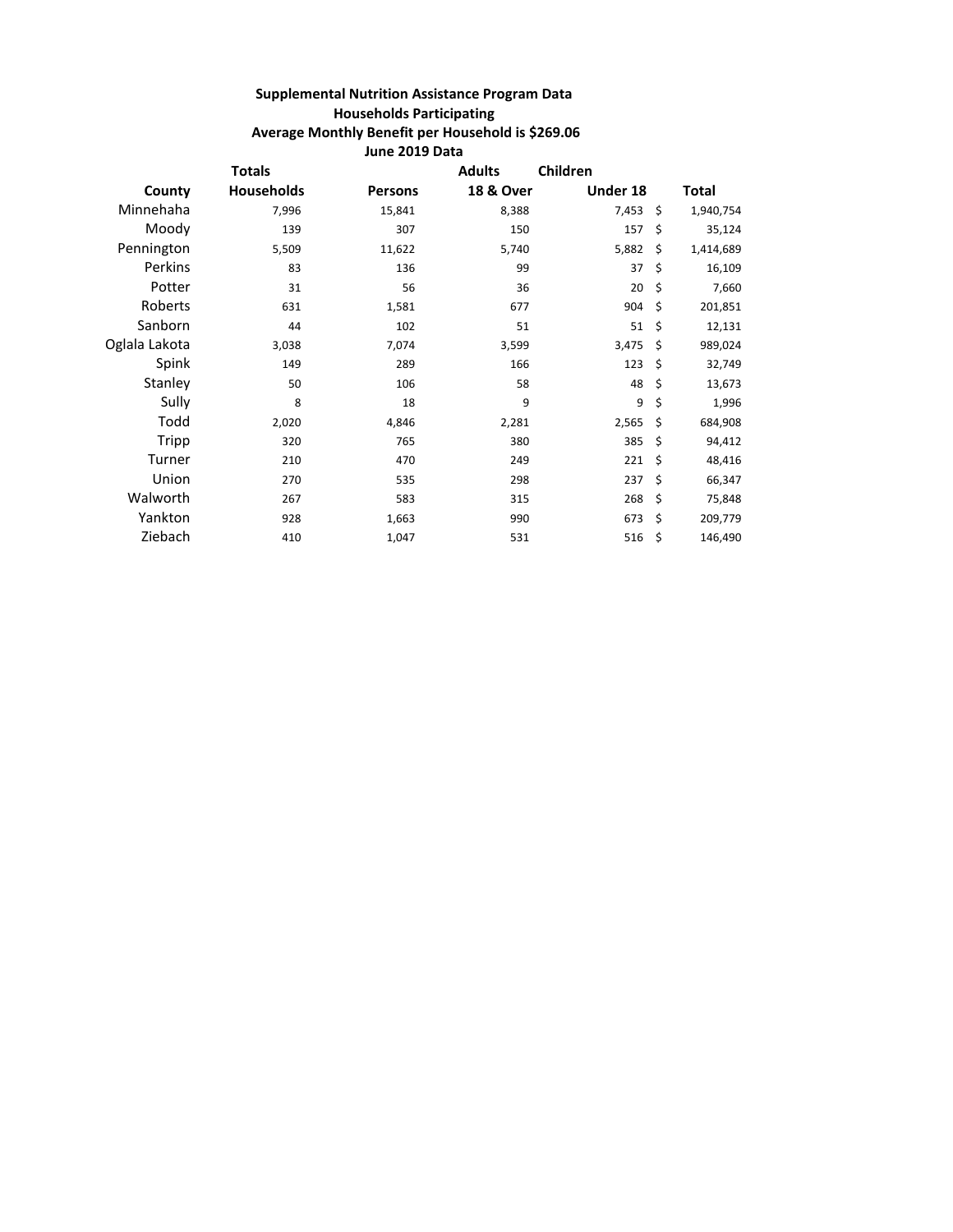**Supplemental Nutrition Assistance Program Data**

**Households Participating**

**Average Monthly Benefit per Household is $269.06**

**June 2019 Data**

| County | Totals Households | Persons | Adults 18 & Over | Children Under 18 | Total |
|---|---|---|---|---|---|
| Minnehaha | 7,996 | 15,841 | 8,388 | 7,453 | $ 1,940,754 |
| Moody | 139 | 307 | 150 | 157 | $ 35,124 |
| Pennington | 5,509 | 11,622 | 5,740 | 5,882 | $ 1,414,689 |
| Perkins | 83 | 136 | 99 | 37 | $ 16,109 |
| Potter | 31 | 56 | 36 | 20 | $ 7,660 |
| Roberts | 631 | 1,581 | 677 | 904 | $ 201,851 |
| Sanborn | 44 | 102 | 51 | 51 | $ 12,131 |
| Oglala Lakota | 3,038 | 7,074 | 3,599 | 3,475 | $ 989,024 |
| Spink | 149 | 289 | 166 | 123 | $ 32,749 |
| Stanley | 50 | 106 | 58 | 48 | $ 13,673 |
| Sully | 8 | 18 | 9 | 9 | $ 1,996 |
| Todd | 2,020 | 4,846 | 2,281 | 2,565 | $ 684,908 |
| Tripp | 320 | 765 | 380 | 385 | $ 94,412 |
| Turner | 210 | 470 | 249 | 221 | $ 48,416 |
| Union | 270 | 535 | 298 | 237 | $ 66,347 |
| Walworth | 267 | 583 | 315 | 268 | $ 75,848 |
| Yankton | 928 | 1,663 | 990 | 673 | $ 209,779 |
| Ziebach | 410 | 1,047 | 531 | 516 | $ 146,490 |